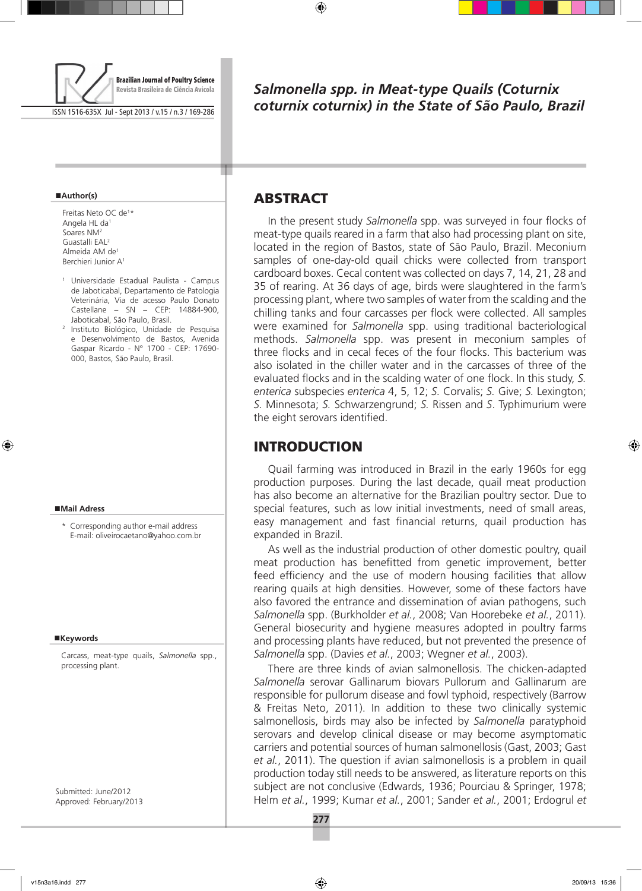# Salmonella spp. in Meat-type Quails (Coturnix coturnix) in the State of São Paulo, Brazil

■**Author(s)**

Freitas Neto OC de[1]*
Angela HL da[1]
Soares NM[2]
Guastalli EAL[2]
Almeida AM de[1]
Berchieri Junior A[1]

[1] Universidade Estadual Paulista - Campus de Jaboticabal, Departamento de Patologia Veterinária, Via de acesso Paulo Donato Castellane – SN – CEP: 14884-900, Jaboticabal, São Paulo, Brasil.

[2] Instituto Biológico, Unidade de Pesquisa e Desenvolvimento de Bastos, Avenida Gaspar Ricardo - Nº 1700 - CEP: 17690-000, Bastos, São Paulo, Brasil.

■**Mail Adress**

\* Corresponding author e-mail address
E-mail: oliveirocaetano@yahoo.com.br

■**Keywords**

Carcass, meat-type quails, *Salmonella* spp., processing plant.

Submitted: June/2012
Approved: February/2013

## ABSTRACT

In the present study *Salmonella* spp. was surveyed in four flocks of meat-type quails reared in a farm that also had processing plant on site, located in the region of Bastos, state of São Paulo, Brazil. Meconium samples of one-day-old quail chicks were collected from transport cardboard boxes. Cecal content was collected on days 7, 14, 21, 28 and 35 of rearing. At 36 days of age, birds were slaughtered in the farm's processing plant, where two samples of water from the scalding and the chilling tanks and four carcasses per flock were collected. All samples were examined for *Salmonella* spp. using traditional bacteriological methods. *Salmonella* spp. was present in meconium samples of three flocks and in cecal feces of the four flocks. This bacterium was also isolated in the chiller water and in the carcasses of three of the evaluated flocks and in the scalding water of one flock. In this study, *S. enterica* subspecies *enterica* 4, 5, 12; *S.* Corvalis; *S.* Give; *S.* Lexington; *S.* Minnesota; *S.* Schwarzengrund; *S.* Rissen and *S*. Typhimurium were the eight serovars identified.

## INTRODUCTION

Quail farming was introduced in Brazil in the early 1960s for egg production purposes. During the last decade, quail meat production has also become an alternative for the Brazilian poultry sector. Due to special features, such as low initial investments, need of small areas, easy management and fast financial returns, quail production has expanded in Brazil.

As well as the industrial production of other domestic poultry, quail meat production has benefitted from genetic improvement, better feed efficiency and the use of modern housing facilities that allow rearing quails at high densities. However, some of these factors have also favored the entrance and dissemination of avian pathogens, such *Salmonella* spp. (Burkholder *et al.*, 2008; Van Hoorebeke *et al.*, 2011). General biosecurity and hygiene measures adopted in poultry farms and processing plants have reduced, but not prevented the presence of *Salmonella* spp. (Davies *et al.*, 2003; Wegner *et al.*, 2003).

There are three kinds of avian salmonellosis. The chicken-adapted *Salmonella* serovar Gallinarum biovars Pullorum and Gallinarum are responsible for pullorum disease and fowl typhoid, respectively (Barrow & Freitas Neto, 2011). In addition to these two clinically systemic salmonellosis, birds may also be infected by *Salmonella* paratyphoid serovars and develop clinical disease or may become asymptomatic carriers and potential sources of human salmonellosis (Gast, 2003; Gast *et al.*, 2011). The question if avian salmonellosis is a problem in quail production today still needs to be answered, as literature reports on this subject are not conclusive (Edwards, 1936; Pourciau & Springer, 1978; Helm *et al.*, 1999; Kumar *et al.*, 2001; Sander *et al.*, 2001; Erdogrul *et*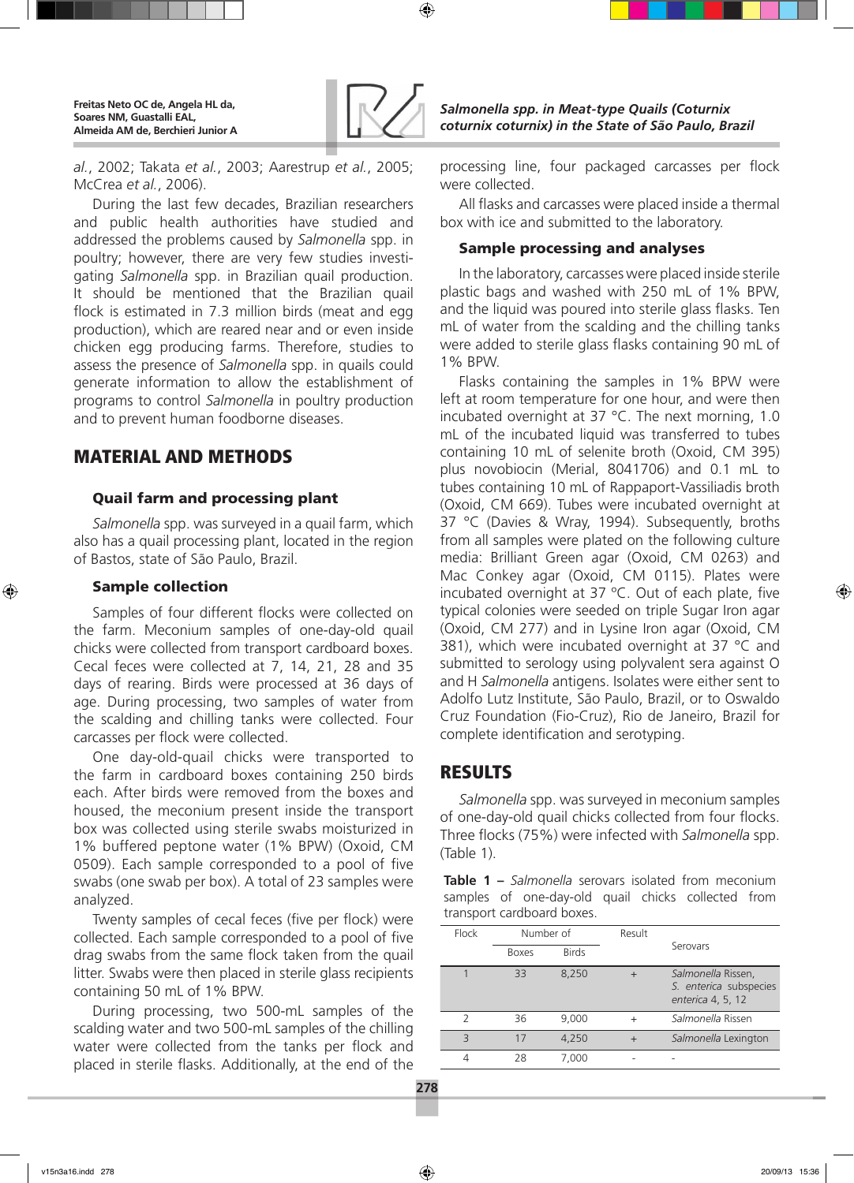*al.*, 2002; Takata *et al.*, 2003; Aarestrup *et al.*, 2005; McCrea *et al.*, 2006).

During the last few decades, Brazilian researchers and public health authorities have studied and addressed the problems caused by *Salmonella* spp. in poultry; however, there are very few studies investigating *Salmonella* spp. in Brazilian quail production. It should be mentioned that the Brazilian quail flock is estimated in 7.3 million birds (meat and egg production), which are reared near and or even inside chicken egg producing farms. Therefore, studies to assess the presence of *Salmonella* spp. in quails could generate information to allow the establishment of programs to control *Salmonella* in poultry production and to prevent human foodborne diseases.

## MATERIAL AND METHODS

### Quail farm and processing plant

*Salmonella* spp. was surveyed in a quail farm, which also has a quail processing plant, located in the region of Bastos, state of São Paulo, Brazil.

### Sample collection

Samples of four different flocks were collected on the farm. Meconium samples of one-day-old quail chicks were collected from transport cardboard boxes. Cecal feces were collected at 7, 14, 21, 28 and 35 days of rearing. Birds were processed at 36 days of age. During processing, two samples of water from the scalding and chilling tanks were collected. Four carcasses per flock were collected.

One day-old-quail chicks were transported to the farm in cardboard boxes containing 250 birds each. After birds were removed from the boxes and housed, the meconium present inside the transport box was collected using sterile swabs moisturized in 1% buffered peptone water (1% BPW) (Oxoid, CM 0509). Each sample corresponded to a pool of five swabs (one swab per box). A total of 23 samples were analyzed.

Twenty samples of cecal feces (five per flock) were collected. Each sample corresponded to a pool of five drag swabs from the same flock taken from the quail litter. Swabs were then placed in sterile glass recipients containing 50 mL of 1% BPW.

During processing, two 500-mL samples of the scalding water and two 500-mL samples of the chilling water were collected from the tanks per flock and placed in sterile flasks. Additionally, at the end of the processing line, four packaged carcasses per flock were collected.

All flasks and carcasses were placed inside a thermal box with ice and submitted to the laboratory.

### Sample processing and analyses

In the laboratory, carcasses were placed inside sterile plastic bags and washed with 250 mL of 1% BPW, and the liquid was poured into sterile glass flasks. Ten mL of water from the scalding and the chilling tanks were added to sterile glass flasks containing 90 mL of 1% BPW.

Flasks containing the samples in 1% BPW were left at room temperature for one hour, and were then incubated overnight at 37 °C. The next morning, 1.0 mL of the incubated liquid was transferred to tubes containing 10 mL of selenite broth (Oxoid, CM 395) plus novobiocin (Merial, 8041706) and 0.1 mL to tubes containing 10 mL of Rappaport-Vassiliadis broth (Oxoid, CM 669). Tubes were incubated overnight at 37 °C (Davies & Wray, 1994). Subsequently, broths from all samples were plated on the following culture media: Brilliant Green agar (Oxoid, CM 0263) and Mac Conkey agar (Oxoid, CM 0115). Plates were incubated overnight at 37 °C. Out of each plate, five typical colonies were seeded on triple Sugar Iron agar (Oxoid, CM 277) and in Lysine Iron agar (Oxoid, CM 381), which were incubated overnight at 37 °C and submitted to serology using polyvalent sera against O and H *Salmonella* antigens. Isolates were either sent to Adolfo Lutz Institute, São Paulo, Brazil, or to Oswaldo Cruz Foundation (Fio-Cruz), Rio de Janeiro, Brazil for complete identification and serotyping.

## RESULTS

*Salmonella* spp. was surveyed in meconium samples of one-day-old quail chicks collected from four flocks. Three flocks (75%) were infected with *Salmonella* spp. (Table 1).

**Table 1 –** *Salmonella* serovars isolated from meconium samples of one-day-old quail chicks collected from transport cardboard boxes.

| Flock | Number of | | Result | Serovars |
|---|---|---|---|---|
| | Boxes | Birds | | |
| 1 | 33 | 8,250 | + | *Salmonella* Rissen, *S. enterica* subspecies *enterica* 4, 5, 12 |
| 2 | 36 | 9,000 | + | *Salmonella* Rissen |
| 3 | 17 | 4,250 | + | *Salmonella* Lexington |
| 4 | 28 | 7,000 | - | - |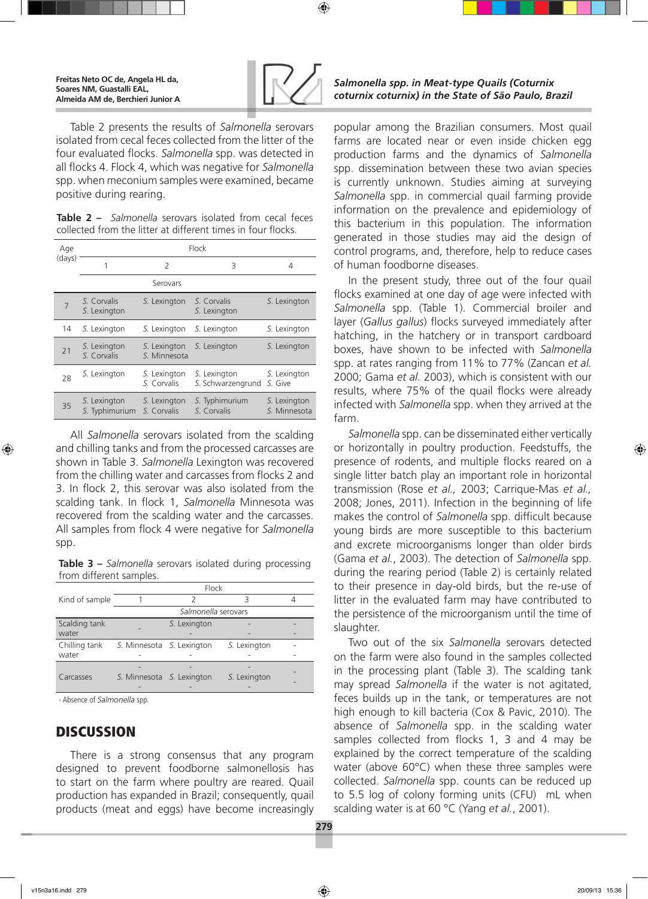Table 2 presents the results of *Salmonella* serovars isolated from cecal feces collected from the litter of the four evaluated flocks. *Salmonella* spp. was detected in all flocks 4. Flock 4, which was negative for *Salmonella* spp. when meconium samples were examined, became positive during rearing.

**Table 2 –** *Salmonella* serovars isolated from cecal feces collected from the litter at different times in four flocks.

| Age (days) | Flock 1 | Flock 2 | Flock 3 | Flock 4 |
|---|---|---|---|---|
| | Serovars | | | |
| 7 | S. Corvalis<br>S. Lexington | S. Lexington | S. Corvalis<br>S. Lexington | S. Lexington |
| 14 | S. Lexington | S. Lexington | S. Lexington | S. Lexington |
| 21 | S. Lexington<br>S. Corvalis | S. Lexington<br>S. Minnesota | S. Lexington | S. Lexington |
| 28 | S. Lexington | S. Lexington<br>S. Corvalis | S. Lexington<br>S. Schwarzengrund | S. Lexington<br>S. Give |
| 35 | S. Lexington<br>S. Typhimurium | S. Lexington<br>S. Corvalis | S. Typhimurium<br>S. Corvalis | S. Lexington<br>S. Minnesota |

All *Salmonella* serovars isolated from the scalding and chilling tanks and from the processed carcasses are shown in Table 3. *Salmonella* Lexington was recovered from the chilling water and carcasses from flocks 2 and 3. In flock 2, this serovar was also isolated from the scalding tank. In flock 1, *Salmonella* Minnesota was recovered from the scalding water and the carcasses. All samples from flock 4 were negative for *Salmonella* spp.

**Table 3 –** *Salmonella* serovars isolated during processing from different samples.

| Kind of sample | Flock 1 | Flock 2 | Flock 3 | Flock 4 |
|---|---|---|---|---|
| | *Salmonella* serovars | | | |
| Scalding tank water | - | S. Lexington<br>- | -<br>- | -<br>- |
| Chilling tank water | S. Minnesota<br>- | S. Lexington<br>- | S. Lexington<br>- | -<br>- |
| Carcasses | -<br>S. Minnesota<br>- | -<br>S. Lexington<br>- | -<br>S. Lexington<br>- | -<br>- |

- Absence of *Salmonella* spp.

## DISCUSSION

There is a strong consensus that any program designed to prevent foodborne salmonellosis has to start on the farm where poultry are reared. Quail production has expanded in Brazil; consequently, quail products (meat and eggs) have become increasingly popular among the Brazilian consumers. Most quail farms are located near or even inside chicken egg production farms and the dynamics of *Salmonella* spp. dissemination between these two avian species is currently unknown. Studies aiming at surveying *Salmonella* spp. in commercial quail farming provide information on the prevalence and epidemiology of this bacterium in this population. The information generated in those studies may aid the design of control programs, and, therefore, help to reduce cases of human foodborne diseases.

In the present study, three out of the four quail flocks examined at one day of age were infected with *Salmonella* spp. (Table 1). Commercial broiler and layer (*Gallus gallus*) flocks surveyed immediately after hatching, in the hatchery or in transport cardboard boxes, have shown to be infected with *Salmonella* spp. at rates ranging from 11% to 77% (Zancan *et al.* 2000; Gama *et al.* 2003), which is consistent with our results, where 75% of the quail flocks were already infected with *Salmonella* spp. when they arrived at the farm.

*Salmonella* spp. can be disseminated either vertically or horizontally in poultry production. Feedstuffs, the presence of rodents, and multiple flocks reared on a single litter batch play an important role in horizontal transmission (Rose *et al.,* 2003; Carrique-Mas *et al.,* 2008; Jones, 2011). Infection in the beginning of life makes the control of *Salmonella* spp. difficult because young birds are more susceptible to this bacterium and excrete microorganisms longer than older birds (Gama *et al.*, 2003). The detection of *Salmonella* spp. during the rearing period (Table 2) is certainly related to their presence in day-old birds, but the re-use of litter in the evaluated farm may have contributed to the persistence of the microorganism until the time of slaughter.

Two out of the six *Salmonella* serovars detected on the farm were also found in the samples collected in the processing plant (Table 3). The scalding tank may spread *Salmonella* if the water is not agitated, feces builds up in the tank, or temperatures are not high enough to kill bacteria (Cox & Pavic, 2010). The absence of *Salmonella* spp. in the scalding water samples collected from flocks 1, 3 and 4 may be explained by the correct temperature of the scalding water (above 60°C) when these three samples were collected. *Salmonella* spp. counts can be reduced up to 5.5 log of colony forming units (CFU) mL when scalding water is at 60 °C (Yang *et al.*, 2001).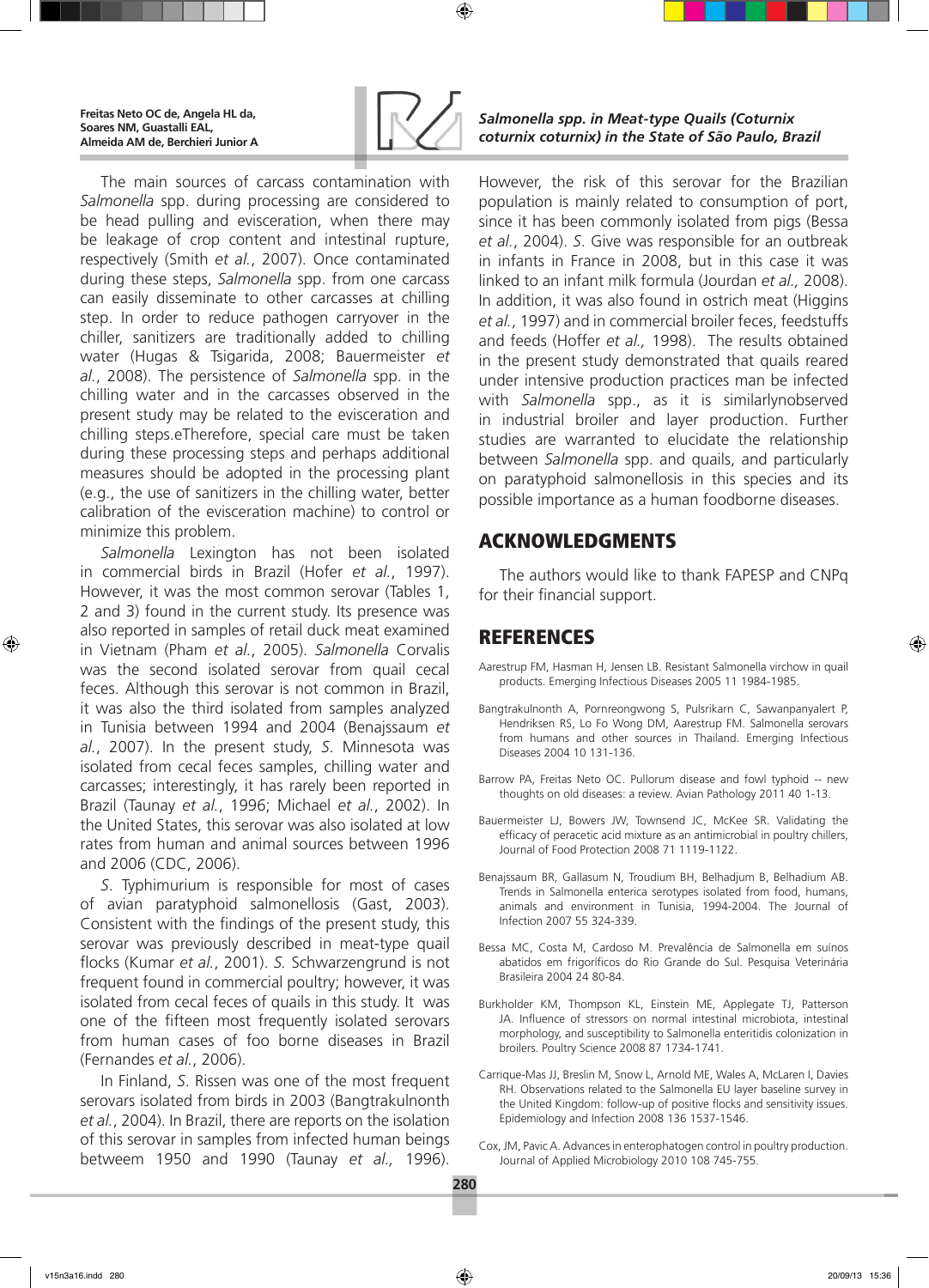The main sources of carcass contamination with *Salmonella* spp. during processing are considered to be head pulling and evisceration, when there may be leakage of crop content and intestinal rupture, respectively (Smith *et al.*, 2007). Once contaminated during these steps, *Salmonella* spp. from one carcass can easily disseminate to other carcasses at chilling step. In order to reduce pathogen carryover in the chiller, sanitizers are traditionally added to chilling water (Hugas & Tsigarida, 2008; Bauermeister *et al.*, 2008). The persistence of *Salmonella* spp. in the chilling water and in the carcasses observed in the present study may be related to the evisceration and chilling steps.eTherefore, special care must be taken during these processing steps and perhaps additional measures should be adopted in the processing plant (e.g., the use of sanitizers in the chilling water, better calibration of the evisceration machine) to control or minimize this problem.

*Salmonella* Lexington has not been isolated in commercial birds in Brazil (Hofer *et al.*, 1997). However, it was the most common serovar (Tables 1, 2 and 3) found in the current study. Its presence was also reported in samples of retail duck meat examined in Vietnam (Pham *et al.*, 2005). *Salmonella* Corvalis was the second isolated serovar from quail cecal feces. Although this serovar is not common in Brazil, it was also the third isolated from samples analyzed in Tunisia between 1994 and 2004 (Benajssaum *et al.*, 2007). In the present study, *S*. Minnesota was isolated from cecal feces samples, chilling water and carcasses; interestingly, it has rarely been reported in Brazil (Taunay *et al.*, 1996; Michael *et al.*, 2002). In the United States, this serovar was also isolated at low rates from human and animal sources between 1996 and 2006 (CDC, 2006).

*S*. Typhimurium is responsible for most of cases of avian paratyphoid salmonellosis (Gast, 2003). Consistent with the findings of the present study, this serovar was previously described in meat-type quail flocks (Kumar *et al.*, 2001). *S.* Schwarzengrund is not frequent found in commercial poultry; however, it was isolated from cecal feces of quails in this study. It was one of the fifteen most frequently isolated serovars from human cases of foo borne diseases in Brazil (Fernandes *et al.*, 2006).

In Finland, *S*. Rissen was one of the most frequent serovars isolated from birds in 2003 (Bangtrakulnonth *et al.*, 2004). In Brazil, there are reports on the isolation of this serovar in samples from infected human beings betweem 1950 and 1990 (Taunay *et al.,* 1996). However, the risk of this serovar for the Brazilian population is mainly related to consumption of port, since it has been commonly isolated from pigs (Bessa *et al.*, 2004). *S*. Give was responsible for an outbreak in infants in France in 2008, but in this case it was linked to an infant milk formula (Jourdan *et al.,* 2008). In addition, it was also found in ostrich meat (Higgins *et al.*, 1997) and in commercial broiler feces, feedstuffs and feeds (Hoffer *et al.,* 1998). The results obtained in the present study demonstrated that quails reared under intensive production practices man be infected with *Salmonella* spp., as it is similarlynobserved in industrial broiler and layer production. Further studies are warranted to elucidate the relationship between *Salmonella* spp. and quails, and particularly on paratyphoid salmonellosis in this species and its possible importance as a human foodborne diseases.

## ACKNOWLEDGMENTS

The authors would like to thank FAPESP and CNPq for their financial support.

## REFERENCES

Aarestrup FM, Hasman H, Jensen LB. Resistant Salmonella virchow in quail products. Emerging Infectious Diseases 2005 11 1984-1985.

Bangtrakulnonth A, Pornreongwong S, Pulsrikarn C, Sawanpanyalert P, Hendriksen RS, Lo Fo Wong DM, Aarestrup FM. Salmonella serovars from humans and other sources in Thailand. Emerging Infectious Diseases 2004 10 131-136.

Barrow PA, Freitas Neto OC. Pullorum disease and fowl typhoid -- new thoughts on old diseases: a review. Avian Pathology 2011 40 1-13.

Bauermeister LJ, Bowers JW, Townsend JC, McKee SR. Validating the efficacy of peracetic acid mixture as an antimicrobial in poultry chillers, Journal of Food Protection 2008 71 1119-1122.

Benajssaum BR, Gallasum N, Troudium BH, Belhadjum B, Belhadium AB. Trends in Salmonella enterica serotypes isolated from food, humans, animals and environment in Tunisia, 1994-2004. The Journal of Infection 2007 55 324-339.

Bessa MC, Costa M, Cardoso M. Prevalência de Salmonella em suínos abatidos em frigoríficos do Rio Grande do Sul. Pesquisa Veterinária Brasileira 2004 24 80-84.

Burkholder KM, Thompson KL, Einstein ME, Applegate TJ, Patterson JA. Influence of stressors on normal intestinal microbiota, intestinal morphology, and susceptibility to Salmonella enteritidis colonization in broilers. Poultry Science 2008 87 1734-1741.

Carrique-Mas JJ, Breslin M, Snow L, Arnold ME, Wales A, McLaren I, Davies RH. Observations related to the Salmonella EU layer baseline survey in the United Kingdom: follow-up of positive flocks and sensitivity issues. Epidemiology and Infection 2008 136 1537-1546.

Cox, JM, Pavic A. Advances in enterophatogen control in poultry production. Journal of Applied Microbiology 2010 108 745-755.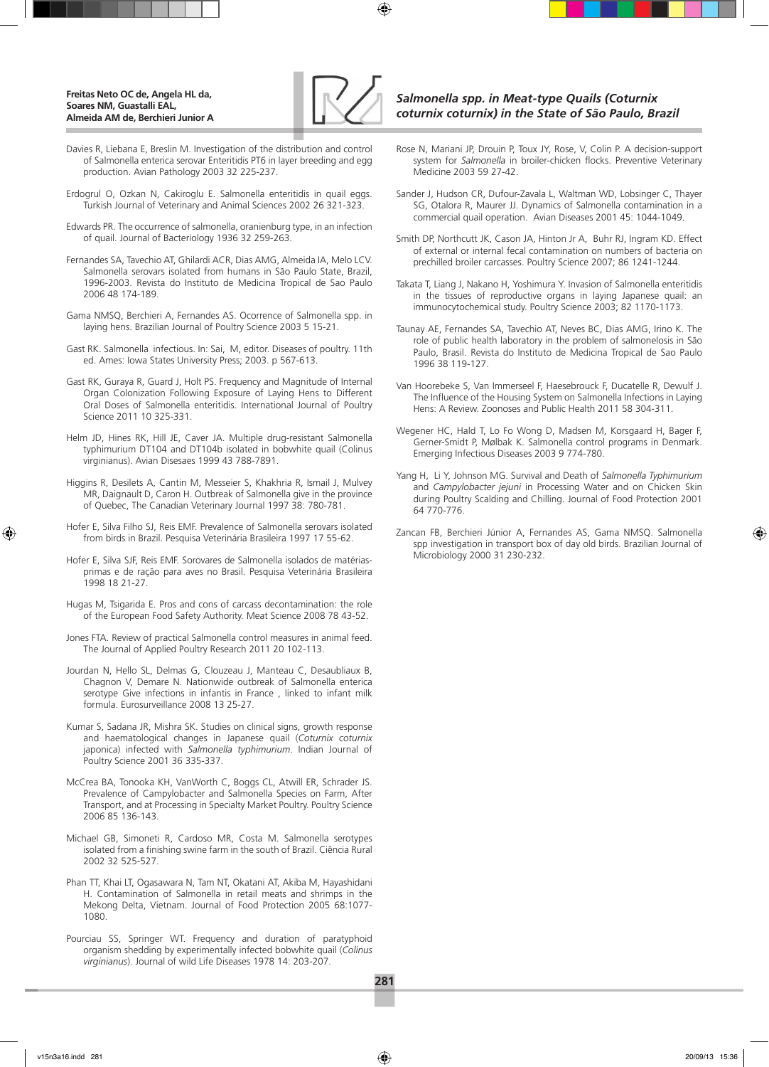Davies R, Liebana E, Breslin M. Investigation of the distribution and control of Salmonella enterica serovar Enteritidis PT6 in layer breeding and egg production. Avian Pathology 2003 32 225-237.

Erdogrul O, Ozkan N, Cakiroglu E. Salmonella enteritidis in quail eggs. Turkish Journal of Veterinary and Animal Sciences 2002 26 321-323.

Edwards PR. The occurrence of salmonella, oranienburg type, in an infection of quail. Journal of Bacteriology 1936 32 259-263.

Fernandes SA, Tavechio AT, Ghilardi ACR, Dias AMG, Almeida IA, Melo LCV. Salmonella serovars isolated from humans in São Paulo State, Brazil, 1996-2003. Revista do Instituto de Medicina Tropical de Sao Paulo 2006 48 174-189.

Gama NMSQ, Berchieri A, Fernandes AS. Ocorrence of Salmonella spp. in laying hens. Brazilian Journal of Poultry Science 2003 5 15-21.

Gast RK. Salmonella infectious. In: Sai, M, editor. Diseases of poultry. 11th ed. Ames: Iowa States University Press; 2003. p 567-613.

Gast RK, Guraya R, Guard J, Holt PS. Frequency and Magnitude of Internal Organ Colonization Following Exposure of Laying Hens to Different Oral Doses of Salmonella enteritidis. International Journal of Poultry Science 2011 10 325-331.

Helm JD, Hines RK, Hill JE, Caver JA. Multiple drug-resistant Salmonella typhimurium DT104 and DT104b isolated in bobwhite quail (Colinus virginianus). Avian Disesaes 1999 43 788-7891.

Higgins R, Desilets A, Cantin M, Messeier S, Khakhria R, Ismail J, Mulvey MR, Daignault D, Caron H. Outbreak of Salmonella give in the province of Quebec, The Canadian Veterinary Journal 1997 38: 780-781.

Hofer E, Silva Filho SJ, Reis EMF. Prevalence of Salmonella serovars isolated from birds in Brazil. Pesquisa Veterinária Brasileira 1997 17 55-62.

Hofer E, Silva SJF, Reis EMF. Sorovares de Salmonella isolados de matérias-primas e de ração para aves no Brasil. Pesquisa Veterinária Brasileira 1998 18 21-27.

Hugas M, Tsigarida E. Pros and cons of carcass decontamination: the role of the European Food Safety Authority. Meat Science 2008 78 43-52.

Jones FTA. Review of practical Salmonella control measures in animal feed. The Journal of Applied Poultry Research 2011 20 102-113.

Jourdan N, Hello SL, Delmas G, Clouzeau J, Manteau C, Desaubliaux B, Chagnon V, Demare N. Nationwide outbreak of Salmonella enterica serotype Give infections in infantis in France , linked to infant milk formula. Eurosurveillance 2008 13 25-27.

Kumar S, Sadana JR, Mishra SK. Studies on clinical signs, growth response and haematological changes in Japanese quail (*Coturnix coturnix* japonica) infected with *Salmonella typhimurium*. Indian Journal of Poultry Science 2001 36 335-337.

McCrea BA, Tonooka KH, VanWorth C, Boggs CL, Atwill ER, Schrader JS. Prevalence of Campylobacter and Salmonella Species on Farm, After Transport, and at Processing in Specialty Market Poultry. Poultry Science 2006 85 136-143.

Michael GB, Simoneti R, Cardoso MR, Costa M. Salmonella serotypes isolated from a finishing swine farm in the south of Brazil. Ciência Rural 2002 32 525-527.

Phan TT, Khai LT, Ogasawara N, Tam NT, Okatani AT, Akiba M, Hayashidani H. Contamination of Salmonella in retail meats and shrimps in the Mekong Delta, Vietnam. Journal of Food Protection 2005 68:1077-1080.

Pourciau SS, Springer WT. Frequency and duration of paratyphoid organism shedding by experimentally infected bobwhite quail (*Colinus virginianus*). Journal of wild Life Diseases 1978 14: 203-207.

Rose N, Mariani JP, Drouin P, Toux JY, Rose, V, Colin P. A decision-support system for *Salmonella* in broiler-chicken flocks. Preventive Veterinary Medicine 2003 59 27-42.

Sander J, Hudson CR, Dufour-Zavala L, Waltman WD, Lobsinger C, Thayer SG, Otalora R, Maurer JJ. Dynamics of Salmonella contamination in a commercial quail operation. Avian Diseases 2001 45: 1044-1049.

Smith DP, Northcutt JK, Cason JA, Hinton Jr A, Buhr RJ, Ingram KD. Effect of external or internal fecal contamination on numbers of bacteria on prechilled broiler carcasses. Poultry Science 2007; 86 1241-1244.

Takata T, Liang J, Nakano H, Yoshimura Y. Invasion of Salmonella enteritidis in the tissues of reproductive organs in laying Japanese quail: an immunocytochemical study. Poultry Science 2003; 82 1170-1173.

Taunay AE, Fernandes SA, Tavechio AT, Neves BC, Dias AMG, Irino K. The role of public health laboratory in the problem of salmonelosis in São Paulo, Brasil. Revista do Instituto de Medicina Tropical de Sao Paulo 1996 38 119-127.

Van Hoorebeke S, Van Immerseel F, Haesebrouck F, Ducatelle R, Dewulf J. The Influence of the Housing System on Salmonella Infections in Laying Hens: A Review. Zoonoses and Public Health 2011 58 304-311.

Wegener HC, Hald T, Lo Fo Wong D, Madsen M, Korsgaard H, Bager F, Gerner-Smidt P, Mølbak K. Salmonella control programs in Denmark. Emerging Infectious Diseases 2003 9 774-780.

Yang H, Li Y, Johnson MG. Survival and Death of *Salmonella Typhimurium* and *Campylobacter jejuni* in Processing Water and on Chicken Skin during Poultry Scalding and Chilling. Journal of Food Protection 2001 64 770-776.

Zancan FB, Berchieri Júnior A, Fernandes AS, Gama NMSQ. Salmonella spp investigation in transport box of day old birds. Brazilian Journal of Microbiology 2000 31 230-232.